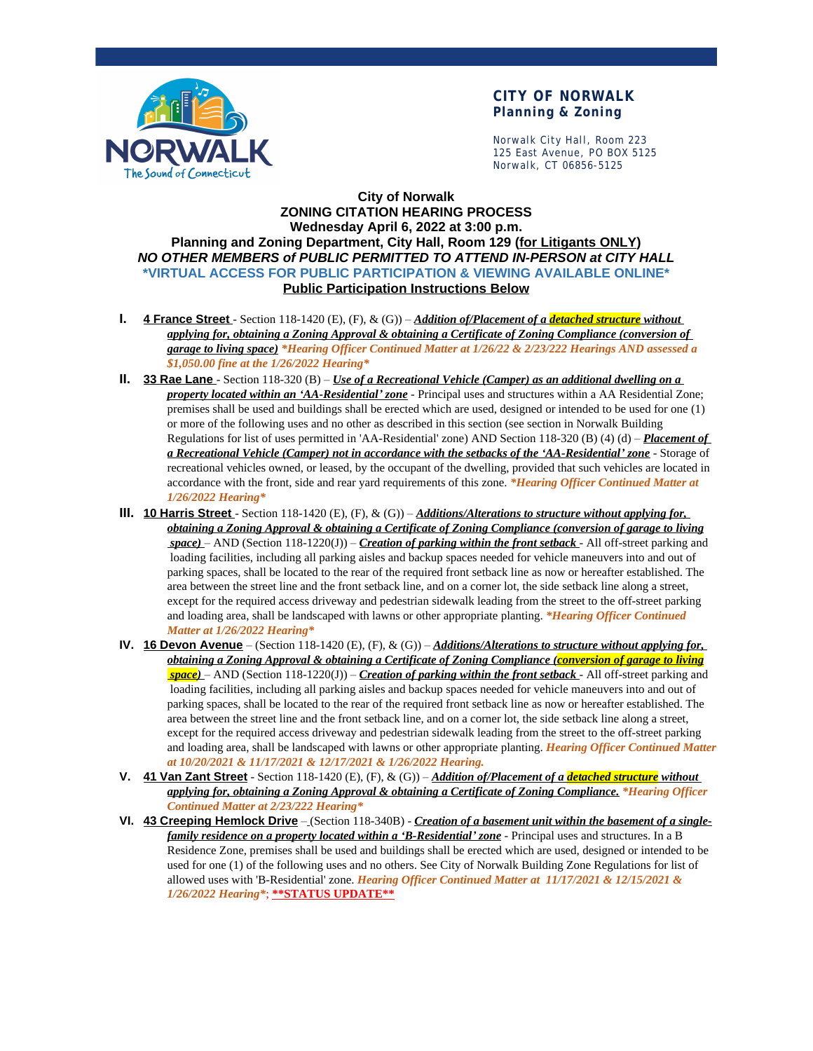**CITY OF NORWALK**
**Planning & Zoning**

Norwalk City Hall, Room 223
125 East Avenue, PO BOX 5125
Norwalk, CT 06856-5125

# City of Norwalk
## ZONING CITATION HEARING PROCESS
## Wednesday April 6, 2022 at 3:00 p.m.
## Planning and Zoning Department, City Hall, Room 129 (for Litigants ONLY)
***NO OTHER MEMBERS of PUBLIC PERMITTED TO ATTEND IN-PERSON at CITY HALL***
**\*VIRTUAL ACCESS FOR PUBLIC PARTICIPATION & VIEWING AVAILABLE ONLINE\***
**Public Participation Instructions Below**

**I.** **4 France Street** - Section 118-1420 (E), (F), & (G)) – ***Addition of/Placement of a detached structure without applying for, obtaining a Zoning Approval & obtaining a Certificate of Zoning Compliance (conversion of garage to living space)*** ***\*Hearing Officer Continued Matter at 1/26/22 & 2/23/222 Hearings AND assessed a $1,050.00 fine at the 1/26/2022 Hearing\****

**II.** **33 Rae Lane** - Section 118-320 (B) – ***Use of a Recreational Vehicle (Camper) as an additional dwelling on a property located within an 'AA-Residential' zone*** - Principal uses and structures within a AA Residential Zone; premises shall be used and buildings shall be erected which are used, designed or intended to be used for one (1) or more of the following uses and no other as described in this section (see section in Norwalk Building Regulations for list of uses permitted in 'AA-Residential' zone) AND Section 118-320 (B) (4) (d) – ***Placement of a Recreational Vehicle (Camper) not in accordance with the setbacks of the 'AA-Residential' zone*** - Storage of recreational vehicles owned, or leased, by the occupant of the dwelling, provided that such vehicles are located in accordance with the front, side and rear yard requirements of this zone. ***\*Hearing Officer Continued Matter at 1/26/2022 Hearing\****

**III.** **10 Harris Street** - Section 118-1420 (E), (F), & (G)) – ***Additions/Alterations to structure without applying for, obtaining a Zoning Approval & obtaining a Certificate of Zoning Compliance (conversion of garage to living space)*** – AND (Section 118-1220(J)) – ***Creation of parking within the front setback*** - All off-street parking and loading facilities, including all parking aisles and backup spaces needed for vehicle maneuvers into and out of parking spaces, shall be located to the rear of the required front setback line as now or hereafter established. The area between the street line and the front setback line, and on a corner lot, the side setback line along a street, except for the required access driveway and pedestrian sidewalk leading from the street to the off-street parking and loading area, shall be landscaped with lawns or other appropriate planting. ***\*Hearing Officer Continued Matter at 1/26/2022 Hearing\****

**IV.** **16 Devon Avenue** – (Section 118-1420 (E), (F), & (G)) – ***Additions/Alterations to structure without applying for, obtaining a Zoning Approval & obtaining a Certificate of Zoning Compliance (conversion of garage to living space)*** – AND (Section 118-1220(J)) – ***Creation of parking within the front setback*** - All off-street parking and loading facilities, including all parking aisles and backup spaces needed for vehicle maneuvers into and out of parking spaces, shall be located to the rear of the required front setback line as now or hereafter established. The area between the street line and the front setback line, and on a corner lot, the side setback line along a street, except for the required access driveway and pedestrian sidewalk leading from the street to the off-street parking and loading area, shall be landscaped with lawns or other appropriate planting. ***Hearing Officer Continued Matter at 10/20/2021 & 11/17/2021 & 12/17/2021 & 1/26/2022 Hearing.***

**V.** **41 Van Zant Street** - Section 118-1420 (E), (F), & (G)) – ***Addition of/Placement of a detached structure without applying for, obtaining a Zoning Approval & obtaining a Certificate of Zoning Compliance.*** ***\*Hearing Officer Continued Matter at 2/23/222 Hearing\****

**VI.** **43 Creeping Hemlock Drive** – (Section 118-340B) - ***Creation of a basement unit within the basement of a single-family residence on a property located within a 'B-Residential' zone*** - Principal uses and structures. In a B Residence Zone, premises shall be used and buildings shall be erected which are used, designed or intended to be used for one (1) of the following uses and no others. See City of Norwalk Building Zone Regulations for list of allowed uses with 'B-Residential' zone. ***Hearing Officer Continued Matter at 11/17/2021 & 12/15/2021 & 1/26/2022 Hearing\****; **\*\*STATUS UPDATE\*\***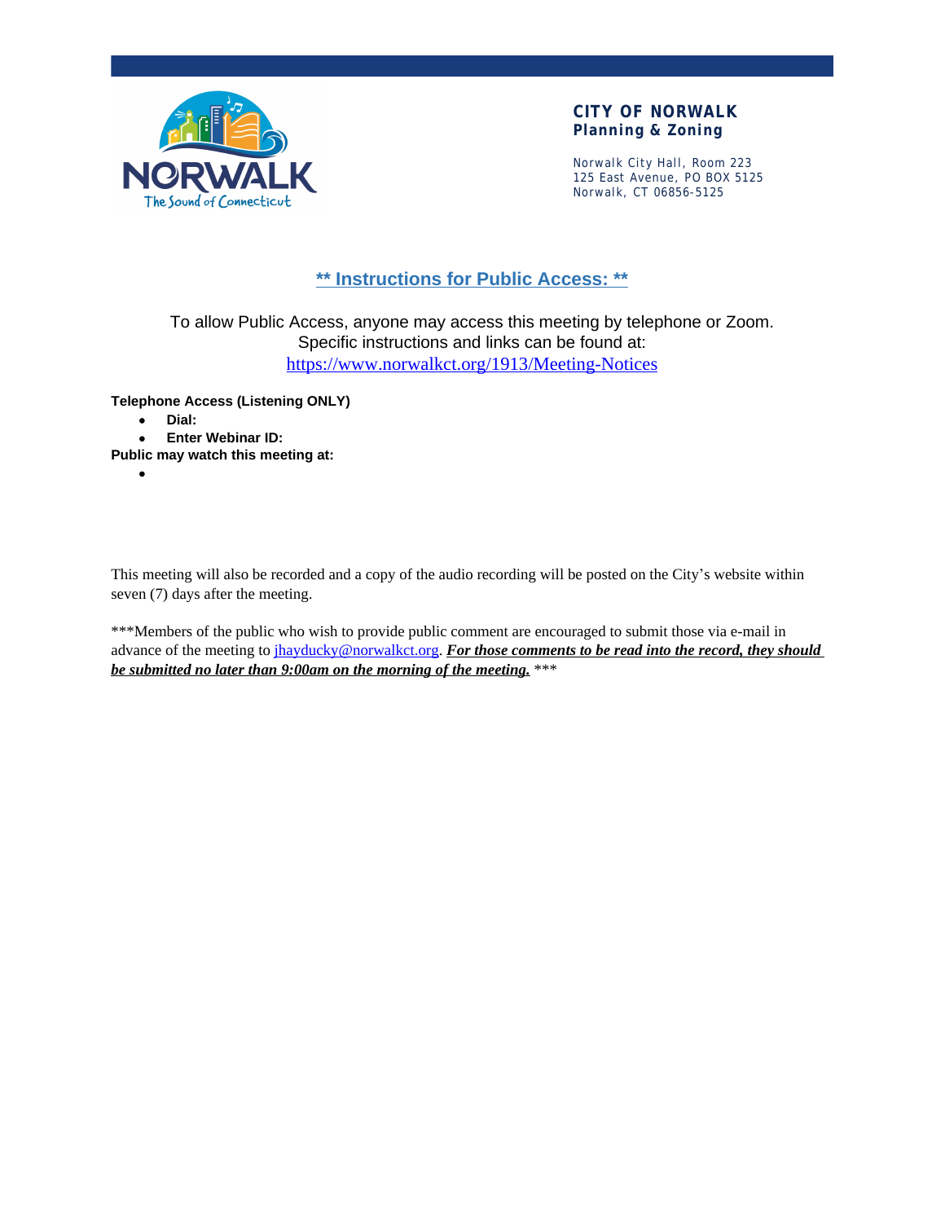**CITY OF NORWALK**
**Planning & Zoning**

Norwalk City Hall, Room 223
125 East Avenue, PO BOX 5125
Norwalk, CT 06856-5125

## ** Instructions for Public Access: **

To allow Public Access, anyone may access this meeting by telephone or Zoom.
Specific instructions and links can be found at:
https://www.norwalkct.org/1913/Meeting-Notices

**Telephone Access (Listening ONLY)**

- **Dial:**
- **Enter Webinar ID:**

**Public may watch this meeting at:**

-

This meeting will also be recorded and a copy of the audio recording will be posted on the City's website within seven (7) days after the meeting.

***Members of the public who wish to provide public comment are encouraged to submit those via e-mail in advance of the meeting to jhayducky@norwalkct.org. ***For those comments to be read into the record, they should be submitted no later than 9:00am on the morning of the meeting.*** ***